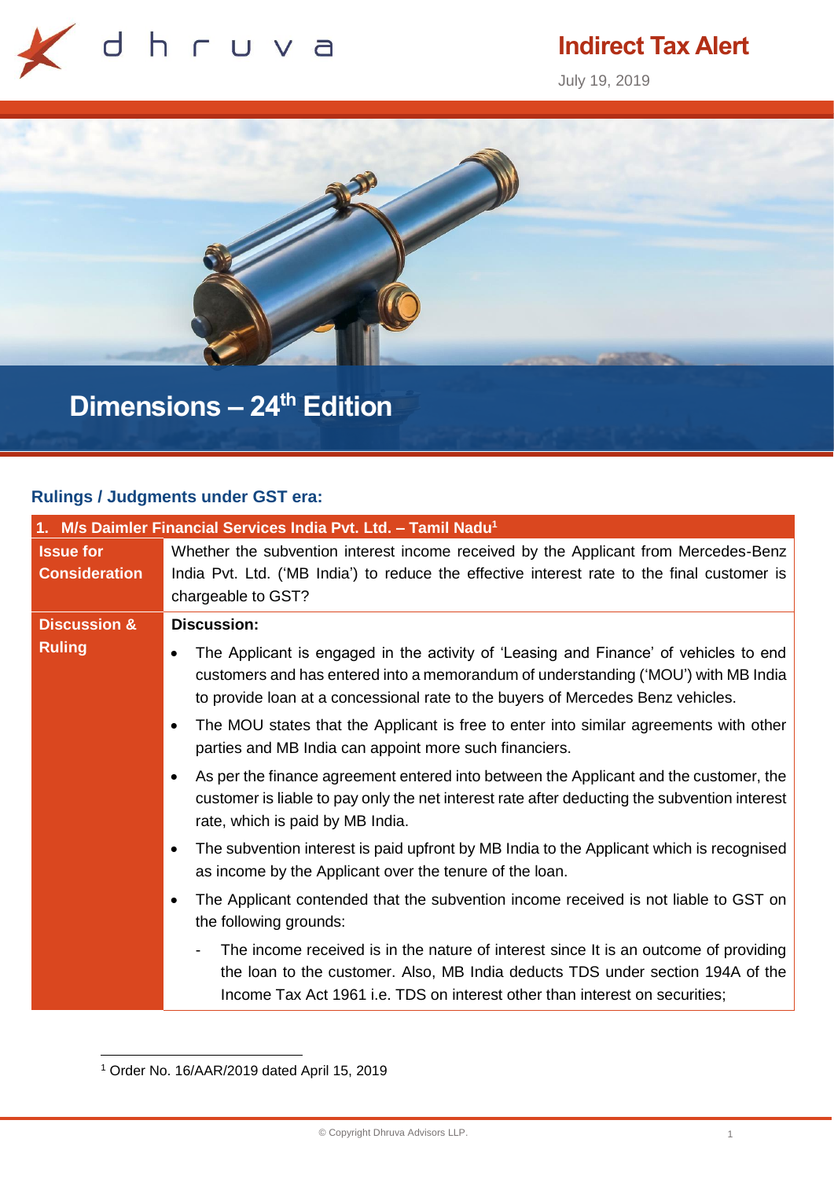dhruva

# Indirect Tax Alert

July 19, 2019

## Dimensions – 24th Edition

### Rulings / Judgments under GST era:

| 1. M/s Daimler Financial Services India Pvt. Ltd. – Tamil Nadu[1] | |
|---|---|
| **Issue for Consideration** | Whether the subvention interest income received by the Applicant from Mercedes-Benz India Pvt. Ltd. ('MB India') to reduce the effective interest rate to the final customer is chargeable to GST? |
| **Discussion & Ruling** | **Discussion:**<br>• The Applicant is engaged in the activity of 'Leasing and Finance' of vehicles to end customers and has entered into a memorandum of understanding ('MOU') with MB India to provide loan at a concessional rate to the buyers of Mercedes Benz vehicles.<br>• The MOU states that the Applicant is free to enter into similar agreements with other parties and MB India can appoint more such financiers.<br>• As per the finance agreement entered into between the Applicant and the customer, the customer is liable to pay only the net interest rate after deducting the subvention interest rate, which is paid by MB India.<br>• The subvention interest is paid upfront by MB India to the Applicant which is recognised as income by the Applicant over the tenure of the loan.<br>• The Applicant contended that the subvention income received is not liable to GST on the following grounds:<br>- The income received is in the nature of interest since It is an outcome of providing the loan to the customer. Also, MB India deducts TDS under section 194A of the Income Tax Act 1961 i.e. TDS on interest other than interest on securities; |

[1] Order No. 16/AAR/2019 dated April 15, 2019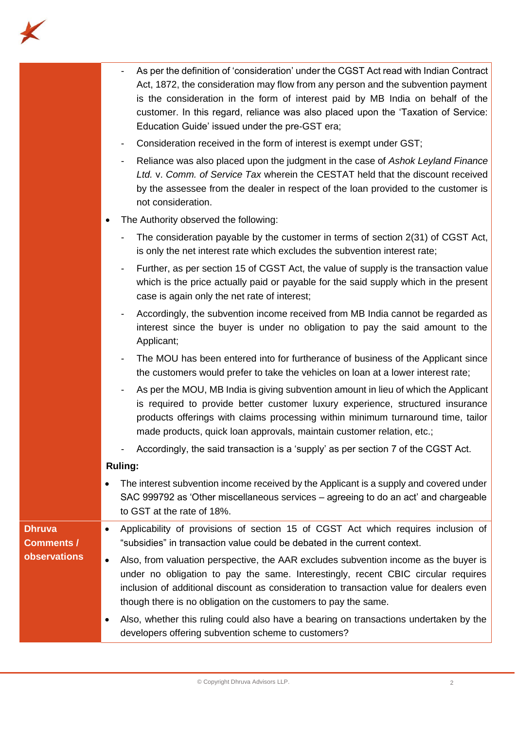- As per the definition of 'consideration' under the CGST Act read with Indian Contract Act, 1872, the consideration may flow from any person and the subvention payment is the consideration in the form of interest paid by MB India on behalf of the customer. In this regard, reliance was also placed upon the 'Taxation of Service: Education Guide' issued under the pre-GST era;
- Consideration received in the form of interest is exempt under GST;
- Reliance was also placed upon the judgment in the case of *Ashok Leyland Finance Ltd.* v. *Comm. of Service Tax* wherein the CESTAT held that the discount received by the assessee from the dealer in respect of the loan provided to the customer is not consideration.

- The Authority observed the following:
  - The consideration payable by the customer in terms of section 2(31) of CGST Act, is only the net interest rate which excludes the subvention interest rate;
  - Further, as per section 15 of CGST Act, the value of supply is the transaction value which is the price actually paid or payable for the said supply which in the present case is again only the net rate of interest;
  - Accordingly, the subvention income received from MB India cannot be regarded as interest since the buyer is under no obligation to pay the said amount to the Applicant;
  - The MOU has been entered into for furtherance of business of the Applicant since the customers would prefer to take the vehicles on loan at a lower interest rate;
  - As per the MOU, MB India is giving subvention amount in lieu of which the Applicant is required to provide better customer luxury experience, structured insurance products offerings with claims processing within minimum turnaround time, tailor made products, quick loan approvals, maintain customer relation, etc.;
  - Accordingly, the said transaction is a 'supply' as per section 7 of the CGST Act.

**Ruling:**

- The interest subvention income received by the Applicant is a supply and covered under SAC 999792 as 'Other miscellaneous services – agreeing to do an act' and chargeable to GST at the rate of 18%.

**Dhruva Comments / observations**

- Applicability of provisions of section 15 of CGST Act which requires inclusion of "subsidies" in transaction value could be debated in the current context.
- Also, from valuation perspective, the AAR excludes subvention income as the buyer is under no obligation to pay the same. Interestingly, recent CBIC circular requires inclusion of additional discount as consideration to transaction value for dealers even though there is no obligation on the customers to pay the same.
- Also, whether this ruling could also have a bearing on transactions undertaken by the developers offering subvention scheme to customers?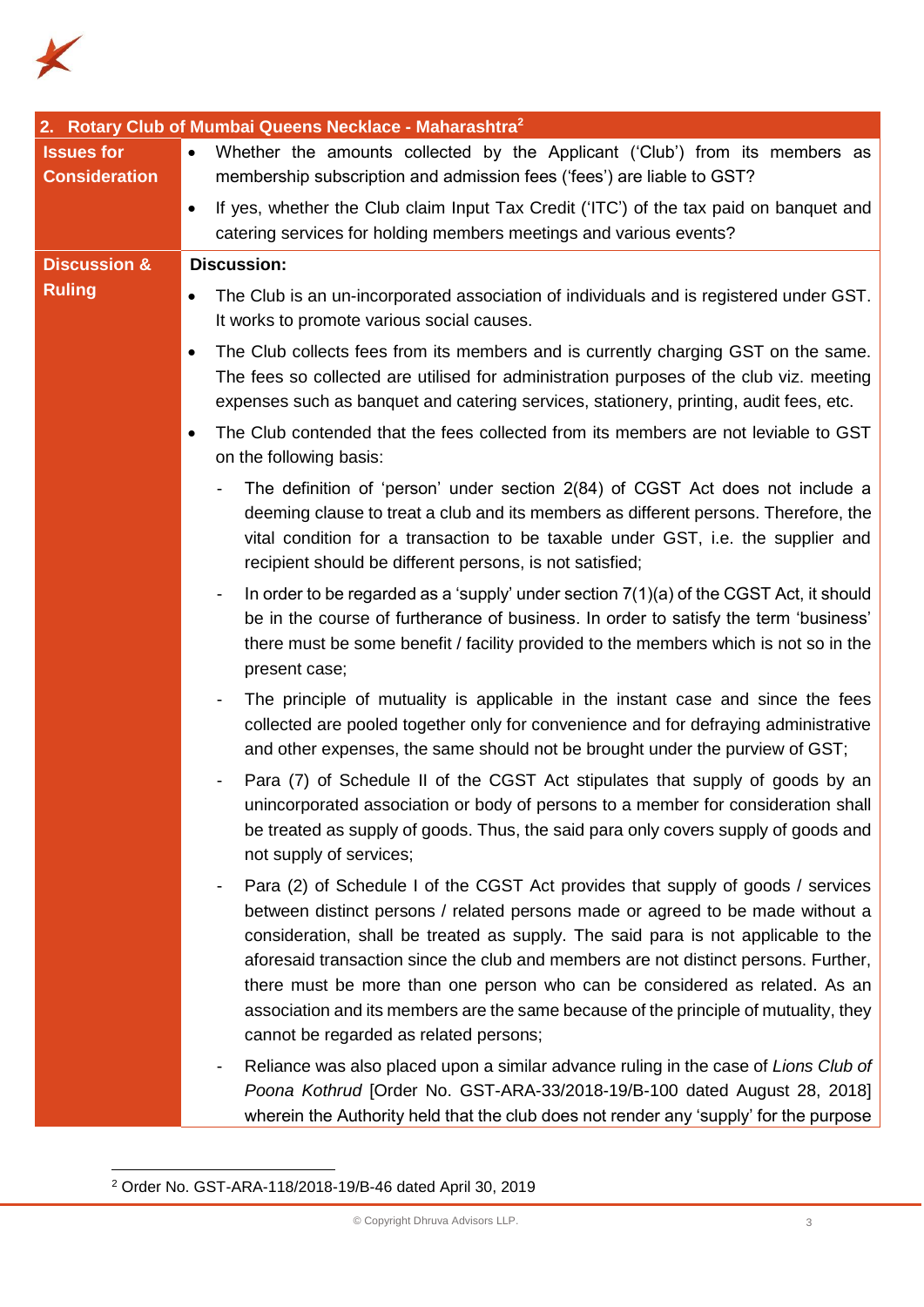| 2. Rotary Club of Mumbai Queens Necklace - Maharashtra[2] | |
|---|---|
| **Issues for Consideration** | • Whether the amounts collected by the Applicant ('Club') from its members as membership subscription and admission fees ('fees') are liable to GST?<br>• If yes, whether the Club claim Input Tax Credit ('ITC') of the tax paid on banquet and catering services for holding members meetings and various events? |
| **Discussion & Ruling** | **Discussion:**<br>• The Club is an un-incorporated association of individuals and is registered under GST. It works to promote various social causes.<br>• The Club collects fees from its members and is currently charging GST on the same. The fees so collected are utilised for administration purposes of the club viz. meeting expenses such as banquet and catering services, stationery, printing, audit fees, etc.<br>• The Club contended that the fees collected from its members are not leviable to GST on the following basis:<br>- The definition of 'person' under section 2(84) of CGST Act does not include a deeming clause to treat a club and its members as different persons. Therefore, the vital condition for a transaction to be taxable under GST, i.e. the supplier and recipient should be different persons, is not satisfied;<br>- In order to be regarded as a 'supply' under section 7(1)(a) of the CGST Act, it should be in the course of furtherance of business. In order to satisfy the term 'business' there must be some benefit / facility provided to the members which is not so in the present case;<br>- The principle of mutuality is applicable in the instant case and since the fees collected are pooled together only for convenience and for defraying administrative and other expenses, the same should not be brought under the purview of GST;<br>- Para (7) of Schedule II of the CGST Act stipulates that supply of goods by an unincorporated association or body of persons to a member for consideration shall be treated as supply of goods. Thus, the said para only covers supply of goods and not supply of services;<br>- Para (2) of Schedule I of the CGST Act provides that supply of goods / services between distinct persons / related persons made or agreed to be made without a consideration, shall be treated as supply. The said para is not applicable to the aforesaid transaction since the club and members are not distinct persons. Further, there must be more than one person who can be considered as related. As an association and its members are the same because of the principle of mutuality, they cannot be regarded as related persons;<br>- Reliance was also placed upon a similar advance ruling in the case of *Lions Club of Poona Kothrud* [Order No. GST-ARA-33/2018-19/B-100 dated August 28, 2018] wherein the Authority held that the club does not render any 'supply' for the purpose |

[2] Order No. GST-ARA-118/2018-19/B-46 dated April 30, 2019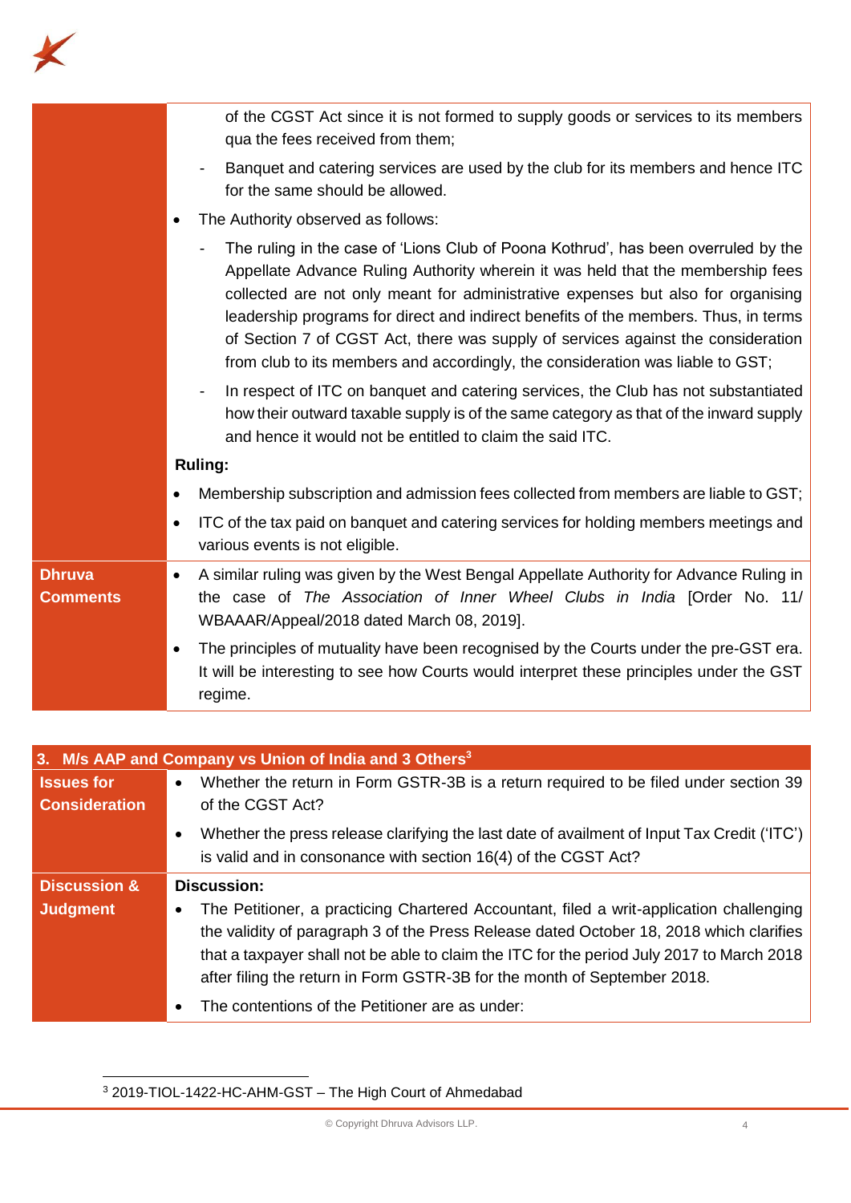| | |
|---|---|
| | of the CGST Act since it is not formed to supply goods or services to its members qua the fees received from them;<br>- Banquet and catering services are used by the club for its members and hence ITC for the same should be allowed.<br>• The Authority observed as follows:<br>- The ruling in the case of 'Lions Club of Poona Kothrud', has been overruled by the Appellate Advance Ruling Authority wherein it was held that the membership fees collected are not only meant for administrative expenses but also for organising leadership programs for direct and indirect benefits of the members. Thus, in terms of Section 7 of CGST Act, there was supply of services against the consideration from club to its members and accordingly, the consideration was liable to GST;<br>- In respect of ITC on banquet and catering services, the Club has not substantiated how their outward taxable supply is of the same category as that of the inward supply and hence it would not be entitled to claim the said ITC.<br>**Ruling:**<br>• Membership subscription and admission fees collected from members are liable to GST;<br>• ITC of the tax paid on banquet and catering services for holding members meetings and various events is not eligible. |
| **Dhruva Comments** | • A similar ruling was given by the West Bengal Appellate Authority for Advance Ruling in the case of *The Association of Inner Wheel Clubs in India* [Order No. 11/ WBAAAR/Appeal/2018 dated March 08, 2019].<br>• The principles of mutuality have been recognised by the Courts under the pre-GST era. It will be interesting to see how Courts would interpret these principles under the GST regime. |

| **3. M/s AAP and Company vs Union of India and 3 Others[3]** | |
|---|---|
| **Issues for Consideration** | • Whether the return in Form GSTR-3B is a return required to be filed under section 39 of the CGST Act?<br>• Whether the press release clarifying the last date of availment of Input Tax Credit ('ITC') is valid and in consonance with section 16(4) of the CGST Act? |
| **Discussion & Judgment** | **Discussion:**<br>• The Petitioner, a practicing Chartered Accountant, filed a writ-application challenging the validity of paragraph 3 of the Press Release dated October 18, 2018 which clarifies that a taxpayer shall not be able to claim the ITC for the period July 2017 to March 2018 after filing the return in Form GSTR-3B for the month of September 2018.<br>• The contentions of the Petitioner are as under: |

[3] 2019-TIOL-1422-HC-AHM-GST – The High Court of Ahmedabad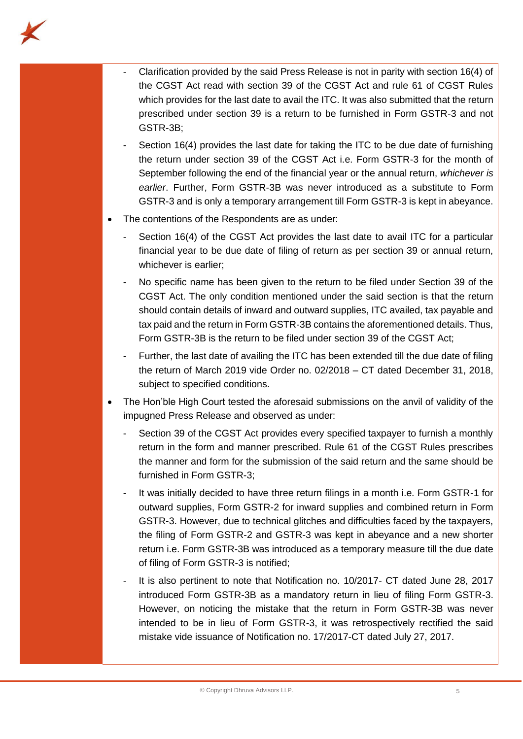- Clarification provided by the said Press Release is not in parity with section 16(4) of the CGST Act read with section 39 of the CGST Act and rule 61 of CGST Rules which provides for the last date to avail the ITC. It was also submitted that the return prescribed under section 39 is a return to be furnished in Form GSTR-3 and not GSTR-3B;
- Section 16(4) provides the last date for taking the ITC to be due date of furnishing the return under section 39 of the CGST Act i.e. Form GSTR-3 for the month of September following the end of the financial year or the annual return, *whichever is earlier*. Further, Form GSTR-3B was never introduced as a substitute to Form GSTR-3 and is only a temporary arrangement till Form GSTR-3 is kept in abeyance.

- The contentions of the Respondents are as under:
  - Section 16(4) of the CGST Act provides the last date to avail ITC for a particular financial year to be due date of filing of return as per section 39 or annual return, whichever is earlier;
  - No specific name has been given to the return to be filed under Section 39 of the CGST Act. The only condition mentioned under the said section is that the return should contain details of inward and outward supplies, ITC availed, tax payable and tax paid and the return in Form GSTR-3B contains the aforementioned details. Thus, Form GSTR-3B is the return to be filed under section 39 of the CGST Act;
  - Further, the last date of availing the ITC has been extended till the due date of filing the return of March 2019 vide Order no. 02/2018 – CT dated December 31, 2018, subject to specified conditions.
- The Hon'ble High Court tested the aforesaid submissions on the anvil of validity of the impugned Press Release and observed as under:
  - Section 39 of the CGST Act provides every specified taxpayer to furnish a monthly return in the form and manner prescribed. Rule 61 of the CGST Rules prescribes the manner and form for the submission of the said return and the same should be furnished in Form GSTR-3;
  - It was initially decided to have three return filings in a month i.e. Form GSTR-1 for outward supplies, Form GSTR-2 for inward supplies and combined return in Form GSTR-3. However, due to technical glitches and difficulties faced by the taxpayers, the filing of Form GSTR-2 and GSTR-3 was kept in abeyance and a new shorter return i.e. Form GSTR-3B was introduced as a temporary measure till the due date of filing of Form GSTR-3 is notified;
  - It is also pertinent to note that Notification no. 10/2017- CT dated June 28, 2017 introduced Form GSTR-3B as a mandatory return in lieu of filing Form GSTR-3. However, on noticing the mistake that the return in Form GSTR-3B was never intended to be in lieu of Form GSTR-3, it was retrospectively rectified the said mistake vide issuance of Notification no. 17/2017-CT dated July 27, 2017.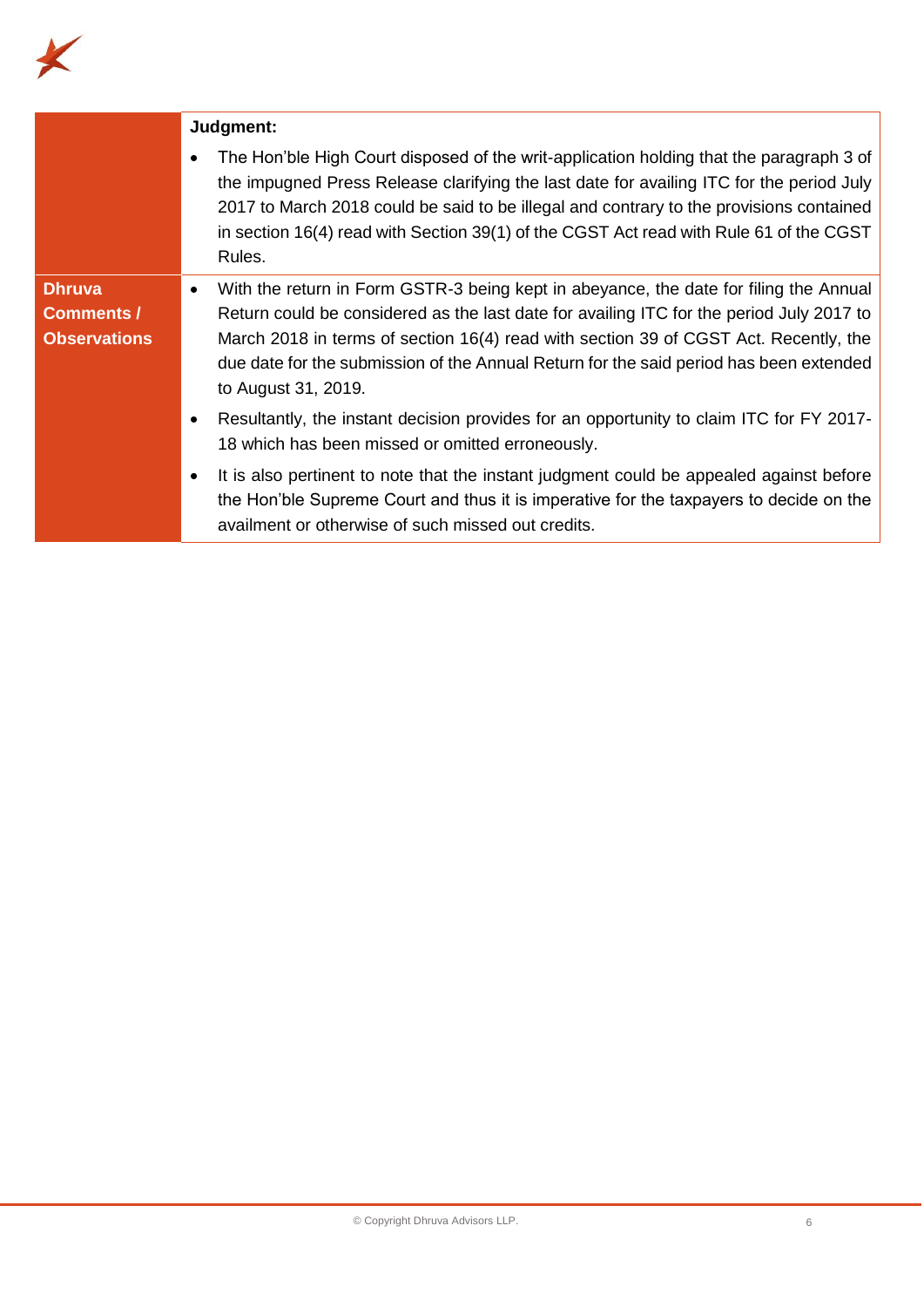| | |
|---|---|
| | **Judgment:**<br>• The Hon'ble High Court disposed of the writ-application holding that the paragraph 3 of the impugned Press Release clarifying the last date for availing ITC for the period July 2017 to March 2018 could be said to be illegal and contrary to the provisions contained in section 16(4) read with Section 39(1) of the CGST Act read with Rule 61 of the CGST Rules. |
| **Dhruva Comments / Observations** | • With the return in Form GSTR-3 being kept in abeyance, the date for filing the Annual Return could be considered as the last date for availing ITC for the period July 2017 to March 2018 in terms of section 16(4) read with section 39 of CGST Act. Recently, the due date for the submission of the Annual Return for the said period has been extended to August 31, 2019.<br>• Resultantly, the instant decision provides for an opportunity to claim ITC for FY 2017-18 which has been missed or omitted erroneously.<br>• It is also pertinent to note that the instant judgment could be appealed against before the Hon'ble Supreme Court and thus it is imperative for the taxpayers to decide on the availment or otherwise of such missed out credits. |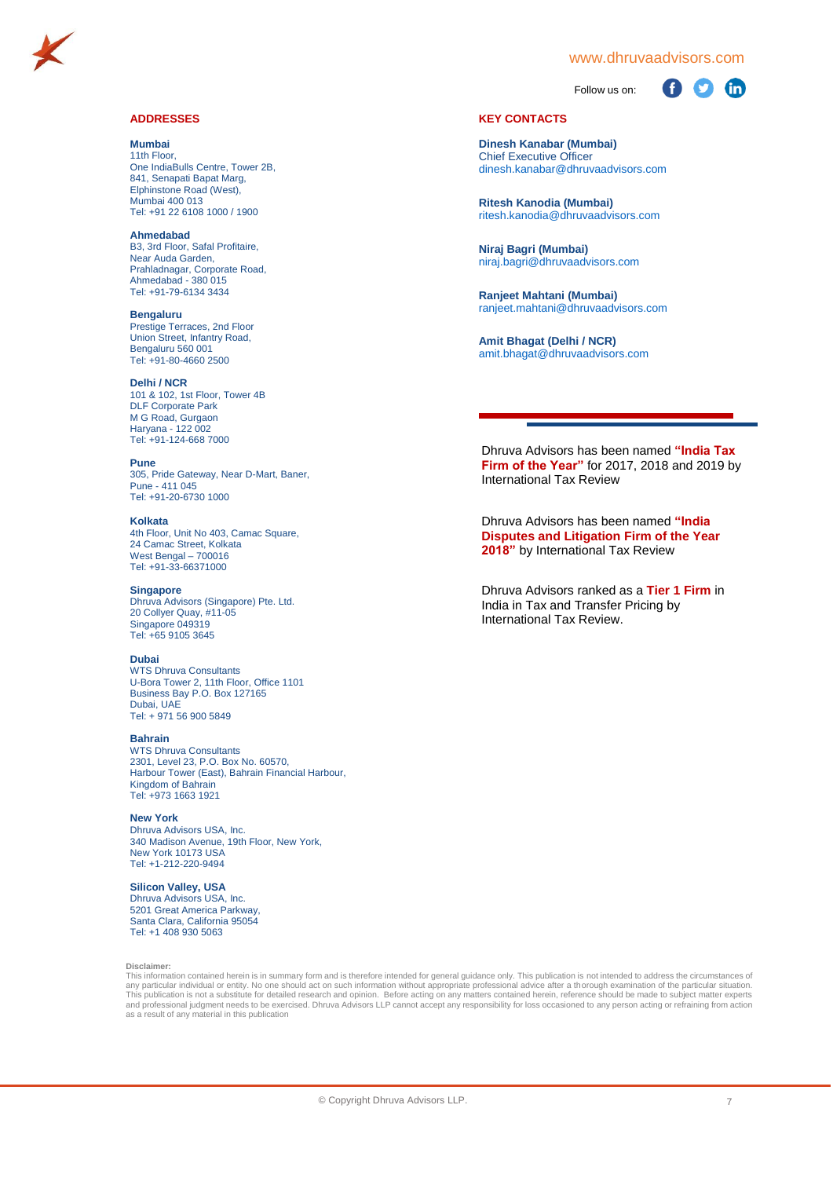www.dhruvaadvisors.com

Follow us on:

## ADDRESSES

**Mumbai**
11th Floor,
One IndiaBulls Centre, Tower 2B,
841, Senapati Bapat Marg,
Elphinstone Road (West),
Mumbai 400 013
Tel: +91 22 6108 1000 / 1900

**Ahmedabad**
B3, 3rd Floor, Safal Profitaire,
Near Auda Garden,
Prahladnagar, Corporate Road,
Ahmedabad - 380 015
Tel: +91-79-6134 3434

**Bengaluru**
Prestige Terraces, 2nd Floor
Union Street, Infantry Road,
Bengaluru 560 001
Tel: +91-80-4660 2500

**Delhi / NCR**
101 & 102, 1st Floor, Tower 4B
DLF Corporate Park
M G Road, Gurgaon
Haryana - 122 002
Tel: +91-124-668 7000

**Pune**
305, Pride Gateway, Near D-Mart, Baner,
Pune - 411 045
Tel: +91-20-6730 1000

**Kolkata**
4th Floor, Unit No 403, Camac Square,
24 Camac Street, Kolkata
West Bengal – 700016
Tel: +91-33-66371000

**Singapore**
Dhruva Advisors (Singapore) Pte. Ltd.
20 Collyer Quay, #11-05
Singapore 049319
Tel: +65 9105 3645

**Dubai**
WTS Dhruva Consultants
U-Bora Tower 2, 11th Floor, Office 1101
Business Bay P.O. Box 127165
Dubai, UAE
Tel: + 971 56 900 5849

**Bahrain**
WTS Dhruva Consultants
2301, Level 23, P.O. Box No. 60570,
Harbour Tower (East), Bahrain Financial Harbour,
Kingdom of Bahrain
Tel: +973 1663 1921

**New York**
Dhruva Advisors USA, Inc.
340 Madison Avenue, 19th Floor, New York,
New York 10173 USA
Tel: +1-212-220-9494

**Silicon Valley, USA**
Dhruva Advisors USA, Inc.
5201 Great America Parkway,
Santa Clara, California 95054
Tel: +1 408 930 5063

## KEY CONTACTS

**Dinesh Kanabar (Mumbai)**
Chief Executive Officer
dinesh.kanabar@dhruvaadvisors.com

**Ritesh Kanodia (Mumbai)**
ritesh.kanodia@dhruvaadvisors.com

**Niraj Bagri (Mumbai)**
niraj.bagri@dhruvaadvisors.com

**Ranjeet Mahtani (Mumbai)**
ranjeet.mahtani@dhruvaadvisors.com

**Amit Bhagat (Delhi / NCR)**
amit.bhagat@dhruvaadvisors.com

Dhruva Advisors has been named **"India Tax Firm of the Year"** for 2017, 2018 and 2019 by International Tax Review

Dhruva Advisors has been named **"India Disputes and Litigation Firm of the Year 2018"** by International Tax Review

Dhruva Advisors ranked as a **Tier 1 Firm** in India in Tax and Transfer Pricing by International Tax Review.

**Disclaimer:**
This information contained herein is in summary form and is therefore intended for general guidance only. This publication is not intended to address the circumstances of any particular individual or entity. No one should act on such information without appropriate professional advice after a thorough examination of the particular situation. This publication is not a substitute for detailed research and opinion. Before acting on any matters contained herein, reference should be made to subject matter experts and professional judgment needs to be exercised. Dhruva Advisors LLP cannot accept any responsibility for loss occasioned to any person acting or refraining from action as a result of any material in this publication

© Copyright Dhruva Advisors LLP.